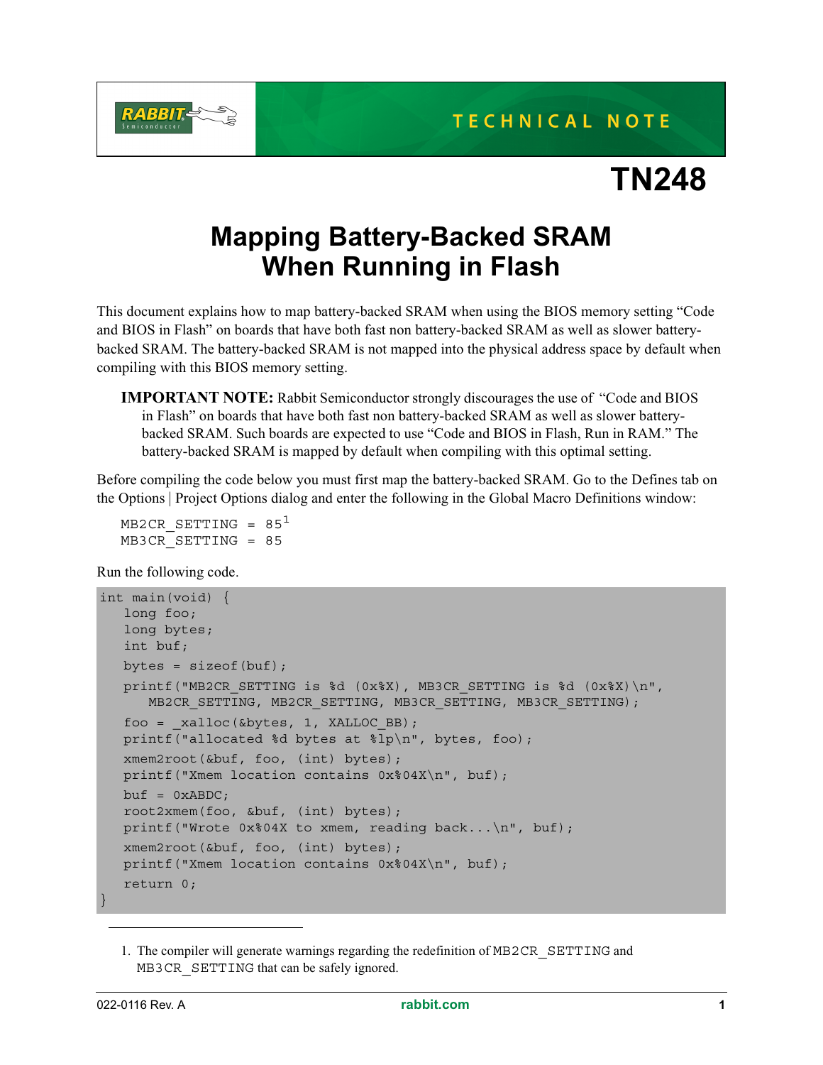TECHNICAL NOTE

# TN248

## Mapping Battery-Backed SRAM When Running in Flash

This document explains how to map battery-backed SRAM when using the BIOS memory setting "Code and BIOS in Flash" on boards that have both fast non battery-backed SRAM as well as slower battery-backed SRAM. The battery-backed SRAM is not mapped into the physical address space by default when compiling with this BIOS memory setting.

> **IMPORTANT NOTE:** Rabbit Semiconductor strongly discourages the use of "Code and BIOS in Flash" on boards that have both fast non battery-backed SRAM as well as slower battery-backed SRAM. Such boards are expected to use "Code and BIOS in Flash, Run in RAM." The battery-backed SRAM is mapped by default when compiling with this optimal setting.

Before compiling the code below you must first map the battery-backed SRAM. Go to the Defines tab on the Options | Project Options dialog and enter the following in the Global Macro Definitions window:

```
MB2CR_SETTING = 85
MB3CR_SETTING = 85
```
[1]

Run the following code.

```
int main(void) {
   long foo;
   long bytes;
   int buf;
   bytes = sizeof(buf);
   printf("MB2CR_SETTING is %d (0x%X), MB3CR_SETTING is %d (0x%X)\n",
      MB2CR_SETTING, MB2CR_SETTING, MB3CR_SETTING, MB3CR_SETTING);
   foo = _xalloc(&bytes, 1, XALLOC_BB);
   printf("allocated %d bytes at %lp\n", bytes, foo);
   xmem2root(&buf, foo, (int) bytes);
   printf("Xmem location contains 0x%04X\n", buf);
   buf = 0xABDC;
   root2xmem(foo, &buf, (int) bytes);
   printf("Wrote 0x%04X to xmem, reading back...\n", buf);
   xmem2root(&buf, foo, (int) bytes);
   printf("Xmem location contains 0x%04X\n", buf);
   return 0;
}
```

1. The compiler will generate warnings regarding the redefinition of MB2CR_SETTING and MB3CR_SETTING that can be safely ignored.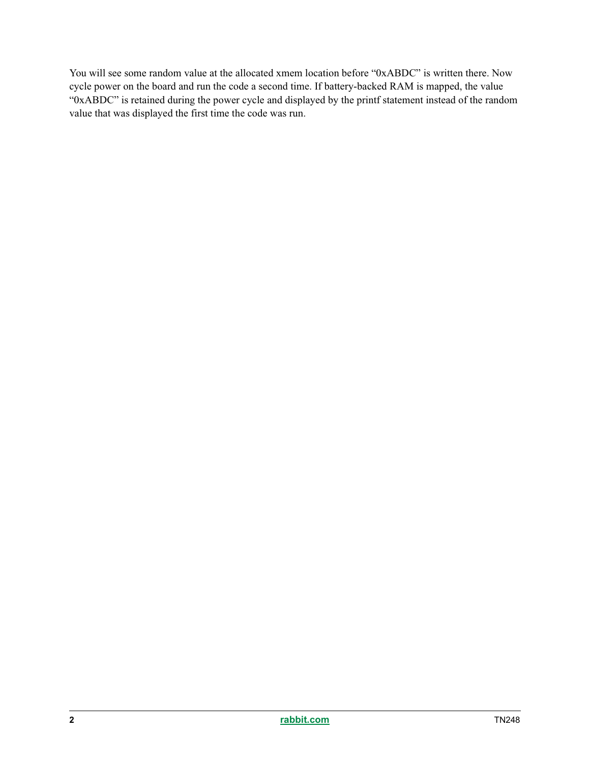You will see some random value at the allocated xmem location before “0xABDC” is written there. Now cycle power on the board and run the code a second time. If battery-backed RAM is mapped, the value “0xABDC” is retained during the power cycle and displayed by the printf statement instead of the random value that was displayed the first time the code was run.